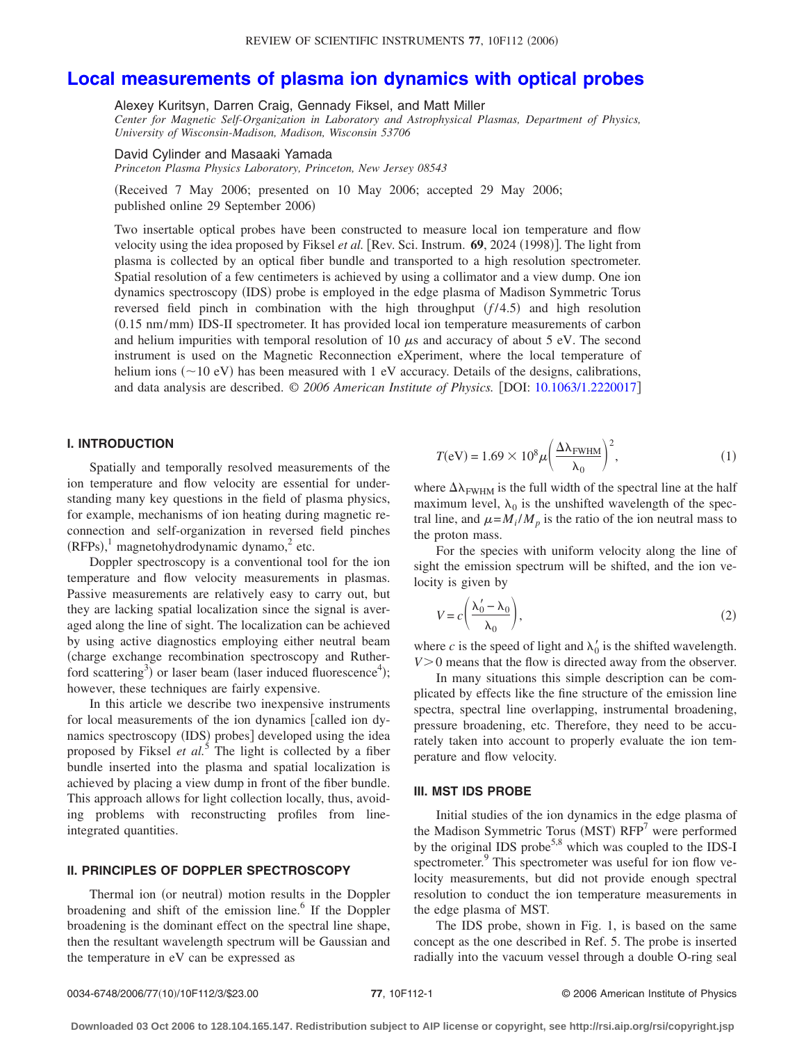# Local measurements of plasma ion dynamics with optical probes

Alexey Kuritsyn, Darren Craig, Gennady Fiksel, and Matt Miller

*Center for Magnetic Self-Organization in Laboratory and Astrophysical Plasmas, Department of Physics, University of Wisconsin-Madison, Madison, Wisconsin 53706*

David Cylinder and Masaaki Yamada

*Princeton Plasma Physics Laboratory, Princeton, New Jersey 08543*

(Received 7 May 2006; presented on 10 May 2006; accepted 29 May 2006; published online 29 September 2006)

Two insertable optical probes have been constructed to measure local ion temperature and flow velocity using the idea proposed by Fiksel *et al.* [Rev. Sci. Instrum. **69**, 2024 (1998)]. The light from plasma is collected by an optical fiber bundle and transported to a high resolution spectrometer. Spatial resolution of a few centimeters is achieved by using a collimator and a view dump. One ion dynamics spectroscopy (IDS) probe is employed in the edge plasma of Madison Symmetric Torus reversed field pinch in combination with the high throughput ($f/4.5$) and high resolution (0.15 nm/mm) IDS-II spectrometer. It has provided local ion temperature measurements of carbon and helium impurities with temporal resolution of 10 $\mu$s and accuracy of about 5 eV. The second instrument is used on the Magnetic Reconnection eXperiment, where the local temperature of helium ions ($\sim$10 eV) has been measured with 1 eV accuracy. Details of the designs, calibrations, and data analysis are described. © *2006 American Institute of Physics.* [DOI: 10.1063/1.2220017]

## I. INTRODUCTION

Spatially and temporally resolved measurements of the ion temperature and flow velocity are essential for understanding many key questions in the field of plasma physics, for example, mechanisms of ion heating during magnetic reconnection and self-organization in reversed field pinches (RFPs),[1] magnetohydrodynamic dynamo,[2] etc.

Doppler spectroscopy is a conventional tool for the ion temperature and flow velocity measurements in plasmas. Passive measurements are relatively easy to carry out, but they are lacking spatial localization since the signal is averaged along the line of sight. The localization can be achieved by using active diagnostics employing either neutral beam (charge exchange recombination spectroscopy and Rutherford scattering[3]) or laser beam (laser induced fluorescence[4]); however, these techniques are fairly expensive.

In this article we describe two inexpensive instruments for local measurements of the ion dynamics [called ion dynamics spectroscopy (IDS) probes] developed using the idea proposed by Fiksel *et al.*[5] The light is collected by a fiber bundle inserted into the plasma and spatial localization is achieved by placing a view dump in front of the fiber bundle. This approach allows for light collection locally, thus, avoiding problems with reconstructing profiles from line-integrated quantities.

## II. PRINCIPLES OF DOPPLER SPECTROSCOPY

Thermal ion (or neutral) motion results in the Doppler broadening and shift of the emission line.[6] If the Doppler broadening is the dominant effect on the spectral line shape, then the resultant wavelength spectrum will be Gaussian and the temperature in eV can be expressed as

$$T(\text{eV}) = 1.69 \times 10^8 \mu \left( \frac{\Delta\lambda_{\text{FWHM}}}{\lambda_0} \right)^2, \tag{1}$$

where $\Delta\lambda_{\text{FWHM}}$ is the full width of the spectral line at the half maximum level, $\lambda_0$ is the unshifted wavelength of the spectral line, and $\mu = M_i/M_p$ is the ratio of the ion neutral mass to the proton mass.

For the species with uniform velocity along the line of sight the emission spectrum will be shifted, and the ion velocity is given by

$$V = c\left( \frac{\lambda_0' - \lambda_0}{\lambda_0} \right), \tag{2}$$

where $c$ is the speed of light and $\lambda_0'$ is the shifted wavelength. $V > 0$ means that the flow is directed away from the observer.

In many situations this simple description can be complicated by effects like the fine structure of the emission line spectra, spectral line overlapping, instrumental broadening, pressure broadening, etc. Therefore, they need to be accurately taken into account to properly evaluate the ion temperature and flow velocity.

## III. MST IDS PROBE

Initial studies of the ion dynamics in the edge plasma of the Madison Symmetric Torus (MST) RFP[7] were performed by the original IDS probe[5,8] which was coupled to the IDS-I spectrometer.[9] This spectrometer was useful for ion flow velocity measurements, but did not provide enough spectral resolution to conduct the ion temperature measurements in the edge plasma of MST.

The IDS probe, shown in Fig. 1, is based on the same concept as the one described in Ref. 5. The probe is inserted radially into the vacuum vessel through a double O-ring seal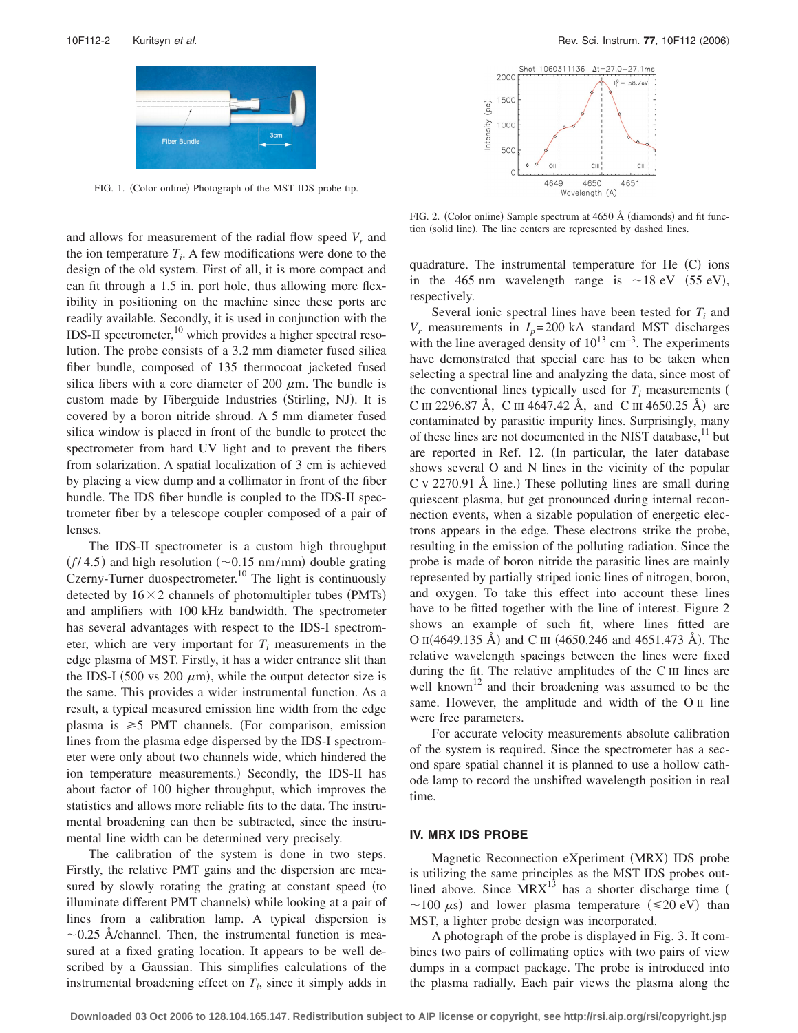FIG. 1. (Color online) Photograph of the MST IDS probe tip.

FIG. 2. (Color online) Sample spectrum at 4650 Å (diamonds) and fit function (solid line). The line centers are represented by dashed lines.

and allows for measurement of the radial flow speed $V_r$ and the ion temperature $T_i$. A few modifications were done to the design of the old system. First of all, it is more compact and can fit through a 1.5 in. port hole, thus allowing more flexibility in positioning on the machine since these ports are readily available. Secondly, it is used in conjunction with the IDS-II spectrometer,[10] which provides a higher spectral resolution. The probe consists of a 3.2 mm diameter fused silica fiber bundle, composed of 135 thermocoat jacketed fused silica fibers with a core diameter of 200 $\mu$m. The bundle is custom made by Fiberguide Industries (Stirling, NJ). It is covered by a boron nitride shroud. A 5 mm diameter fused silica window is placed in front of the bundle to protect the spectrometer from hard UV light and to prevent the fibers from solarization. A spatial localization of 3 cm is achieved by placing a view dump and a collimator in front of the fiber bundle. The IDS fiber bundle is coupled to the IDS-II spectrometer fiber by a telescope coupler composed of a pair of lenses.

The IDS-II spectrometer is a custom high throughput $(f/4.5)$ and high resolution ($\sim$0.15 nm/mm) double grating Czerny-Turner duospectrometer.[10] The light is continuously detected by $16\times2$ channels of photomultipler tubes (PMTs) and amplifiers with 100 kHz bandwidth. The spectrometer has several advantages with respect to the IDS-I spectrometer, which are very important for $T_i$ measurements in the edge plasma of MST. Firstly, it has a wider entrance slit than the IDS-I (500 vs 200 $\mu$m), while the output detector size is the same. This provides a wider instrumental function. As a result, a typical measured emission line width from the edge plasma is $\geq$5 PMT channels. (For comparison, emission lines from the plasma edge dispersed by the IDS-I spectrometer were only about two channels wide, which hindered the ion temperature measurements.) Secondly, the IDS-II has about factor of 100 higher throughput, which improves the statistics and allows more reliable fits to the data. The instrumental broadening can then be subtracted, since the instrumental line width can be determined very precisely.

The calibration of the system is done in two steps. Firstly, the relative PMT gains and the dispersion are measured by slowly rotating the grating at constant speed (to illuminate different PMT channels) while looking at a pair of lines from a calibration lamp. A typical dispersion is $\sim$0.25 Å/channel. Then, the instrumental function is measured at a fixed grating location. It appears to be well described by a Gaussian. This simplifies calculations of the instrumental broadening effect on $T_i$, since it simply adds in quadrature. The instrumental temperature for He (C) ions in the 465 nm wavelength range is $\sim$18 eV (55 eV), respectively.

Several ionic spectral lines have been tested for $T_i$ and $V_r$ measurements in $I_p$=200 kA standard MST discharges with the line averaged density of $10^{13}$ cm$^{-3}$. The experiments have demonstrated that special care has to be taken when selecting a spectral line and analyzing the data, since most of the conventional lines typically used for $T_i$ measurements (C III 2296.87 Å, C III 4647.42 Å, and C III 4650.25 Å) are contaminated by parasitic impurity lines. Surprisingly, many of these lines are not documented in the NIST database,[11] but are reported in Ref. 12. (In particular, the later database shows several O and N lines in the vicinity of the popular C V 2270.91 Å line.) These polluting lines are small during quiescent plasma, but get pronounced during internal reconnection events, when a sizable population of energetic electrons appears in the edge. These electrons strike the probe, resulting in the emission of the polluting radiation. Since the probe is made of boron nitride the parasitic lines are mainly represented by partially striped ionic lines of nitrogen, boron, and oxygen. To take this effect into account these lines have to be fitted together with the line of interest. Figure 2 shows an example of such fit, where lines fitted are O II(4649.135 Å) and C III (4650.246 and 4651.473 Å). The relative wavelength spacings between the lines were fixed during the fit. The relative amplitudes of the C III lines are well known[12] and their broadening was assumed to be the same. However, the amplitude and width of the O II line were free parameters.

For accurate velocity measurements absolute calibration of the system is required. Since the spectrometer has a second spare spatial channel it is planned to use a hollow cathode lamp to record the unshifted wavelength position in real time.

## IV. MRX IDS PROBE

Magnetic Reconnection eXperiment (MRX) IDS probe is utilizing the same principles as the MST IDS probes outlined above. Since MRX[13] has a shorter discharge time ($\sim$100 $\mu$s) and lower plasma temperature ($\leq$20 eV) than MST, a lighter probe design was incorporated.

A photograph of the probe is displayed in Fig. 3. It combines two pairs of collimating optics with two pairs of view dumps in a compact package. The probe is introduced into the plasma radially. Each pair views the plasma along the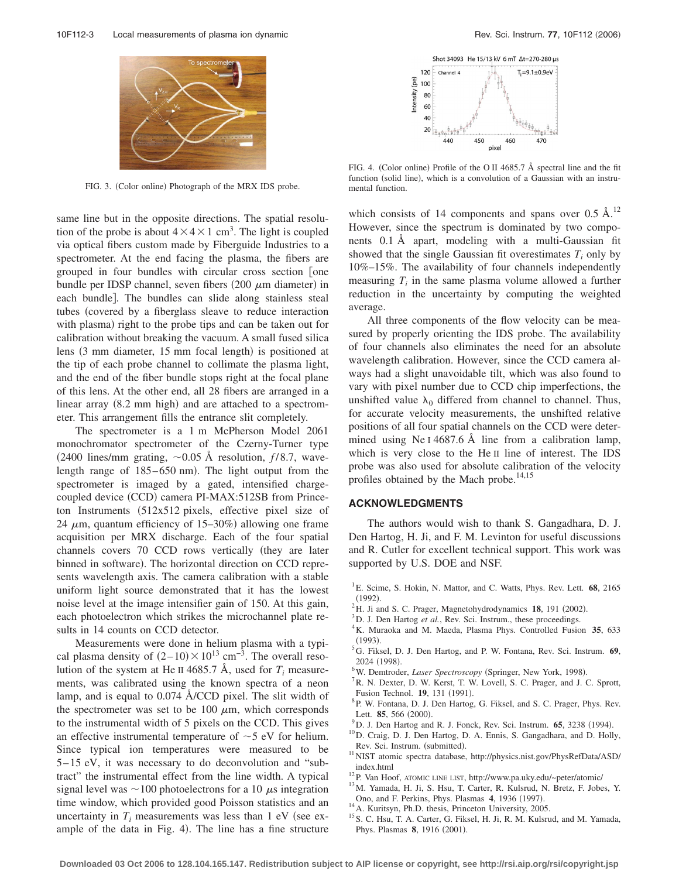FIG. 3. (Color online) Photograph of the MRX IDS probe.

Shot 34093 He 15/13 kV 6 mT Δt=270-280 μs

Channel 4

$T_i$=9.1±0.9eV

Intensity (pe)

120
100
80
60
40
20

440 450 460 470

pixel

FIG. 4. (Color online) Profile of the O II 4685.7 Å spectral line and the fit function (solid line), which is a convolution of a Gaussian with an instrumental function.

same line but in the opposite directions. The spatial resolution of the probe is about $4\times4\times1$ cm$^3$. The light is coupled via optical fibers custom made by Fiberguide Industries to a spectrometer. At the end facing the plasma, the fibers are grouped in four bundles with circular cross section [one bundle per IDSP channel, seven fibers (200 $\mu$m diameter) in each bundle]. The bundles can slide along stainless steal tubes (covered by a fiberglass sleave to reduce interaction with plasma) right to the probe tips and can be taken out for calibration without breaking the vacuum. A small fused silica lens (3 mm diameter, 15 mm focal length) is positioned at the tip of each probe channel to collimate the plasma light, and the end of the fiber bundle stops right at the focal plane of this lens. At the other end, all 28 fibers are arranged in a linear array (8.2 mm high) and are attached to a spectrometer. This arrangement fills the entrance slit completely.

The spectrometer is a 1 m McPherson Model 2061 monochromator spectrometer of the Czerny-Turner type (2400 lines/mm grating, ~0.05 Å resolution, $f/8.7$, wavelength range of 185–650 nm). The light output from the spectrometer is imaged by a gated, intensified charge-coupled device (CCD) camera PI-MAX:512SB from Princeton Instruments (512x512 pixels, effective pixel size of 24 $\mu$m, quantum efficiency of 15–30%) allowing one frame acquisition per MRX discharge. Each of the four spatial channels covers 70 CCD rows vertically (they are later binned in software). The horizontal direction on CCD represents wavelength axis. The camera calibration with a stable uniform light source demonstrated that it has the lowest noise level at the image intensifier gain of 150. At this gain, each photoelectron which strikes the microchannel plate results in 14 counts on CCD detector.

Measurements were done in helium plasma with a typical plasma density of $(2-10)\times10^{13}$ cm$^{-3}$. The overall resolution of the system at He II 4685.7 Å, used for $T_i$ measurements, was calibrated using the known spectra of a neon lamp, and is equal to 0.074 Å/CCD pixel. The slit width of the spectrometer was set to be 100 $\mu$m, which corresponds to the instrumental width of 5 pixels on the CCD. This gives an effective instrumental temperature of ~5 eV for helium. Since typical ion temperatures were measured to be 5–15 eV, it was necessary to do deconvolution and "subtract" the instrumental effect from the line width. A typical signal level was ~100 photoelectrons for a 10 $\mu$s integration time window, which provided good Poisson statistics and an uncertainty in $T_i$ measurements was less than 1 eV (see example of the data in Fig. 4). The line has a fine structure which consists of 14 components and spans over 0.5 Å.[12] However, since the spectrum is dominated by two components 0.1 Å apart, modeling with a multi-Gaussian fit showed that the single Gaussian fit overestimates $T_i$ only by 10%–15%. The availability of four channels independently measuring $T_i$ in the same plasma volume allowed a further reduction in the uncertainty by computing the weighted average.

All three components of the flow velocity can be measured by properly orienting the IDS probe. The availability of four channels also eliminates the need for an absolute wavelength calibration. However, since the CCD camera always had a slight unavoidable tilt, which was also found to vary with pixel number due to CCD chip imperfections, the unshifted value $\lambda_0$ differed from channel to channel. Thus, for accurate velocity measurements, the unshifted relative positions of all four spatial channels on the CCD were determined using Ne I 4687.6 Å line from a calibration lamp, which is very close to the He II line of interest. The IDS probe was also used for absolute calibration of the velocity profiles obtained by the Mach probe.[14,15]

## ACKNOWLEDGMENTS

The authors would wish to thank S. Gangadhara, D. J. Den Hartog, H. Ji, and F. M. Levinton for useful discussions and R. Cutler for excellent technical support. This work was supported by U.S. DOE and NSF.

[1] E. Scime, S. Hokin, N. Mattor, and C. Watts, Phys. Rev. Lett. **68**, 2165 (1992).
[2] H. Ji and S. C. Prager, Magnetohydrodynamics **18**, 191 (2002).
[3] D. J. Den Hartog *et al.*, Rev. Sci. Instrum., these proceedings.
[4] K. Muraoka and M. Maeda, Plasma Phys. Controlled Fusion **35**, 633 (1993).
[5] G. Fiksel, D. J. Den Hartog, and P. W. Fontana, Rev. Sci. Instrum. **69**, 2024 (1998).
[6] W. Demtroder, *Laser Spectroscopy* (Springer, New York, 1998).
[7] R. N. Dexter, D. W. Kerst, T. W. Lovell, S. C. Prager, and J. C. Sprott, Fusion Technol. **19**, 131 (1991).
[8] P. W. Fontana, D. J. Den Hartog, G. Fiksel, and S. C. Prager, Phys. Rev. Lett. **85**, 566 (2000).
[9] D. J. Den Hartog and R. J. Fonck, Rev. Sci. Instrum. **65**, 3238 (1994).
[10] D. Craig, D. J. Den Hartog, D. A. Ennis, S. Gangadhara, and D. Holly, Rev. Sci. Instrum. (submitted).
[11] NIST atomic spectra database, http://physics.nist.gov/PhysRefData/ASD/index.html
[12] P. Van Hoof, ATOMIC LINE LIST, http://www.pa.uky.edu/~peter/atomic/
[13] M. Yamada, H. Ji, S. Hsu, T. Carter, R. Kulsrud, N. Bretz, F. Jobes, Y. Ono, and F. Perkins, Phys. Plasmas **4**, 1936 (1997).
[14] A. Kuritsyn, Ph.D. thesis, Princeton University, 2005.
[15] S. C. Hsu, T. A. Carter, G. Fiksel, H. Ji, R. M. Kulsrud, and M. Yamada, Phys. Plasmas **8**, 1916 (2001).